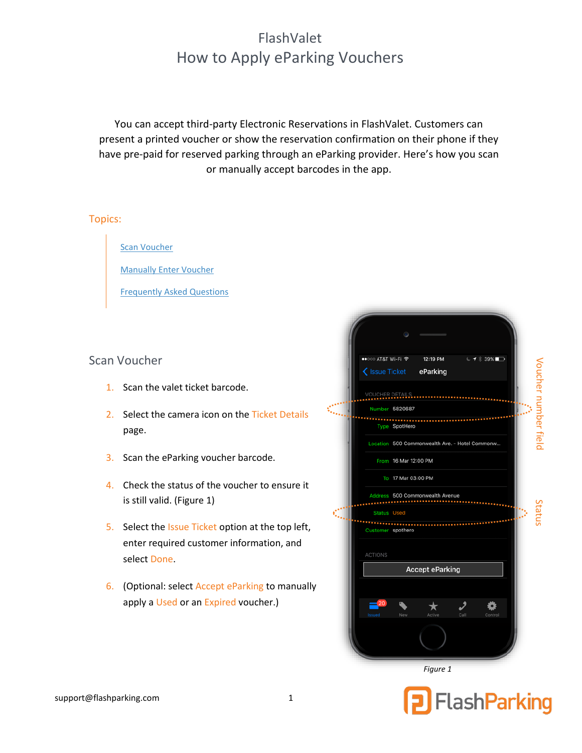# FlashValet

## How to Apply eParking Vouchers

You can accept third-party Electronic Reservations in FlashValet. Customers can present a printed voucher or show the reservation confirmation on their phone if they have pre-paid for reserved parking through an eParking provider. Here's how you scan or manually accept barcodes in the app.

Topics:

- Scan Voucher
- Manually Enter Voucher
- Frequently Asked Questions

## Scan Voucher

1. Scan the valet ticket barcode.
2. Select the camera icon on the Ticket Details page.
3. Scan the eParking voucher barcode.
4. Check the status of the voucher to ensure it is still valid. (Figure 1)
5. Select the Issue Ticket option at the top left, enter required customer information, and select Done.
6. (Optional: select Accept eParking to manually apply a Used or an Expired voucher.)

*Figure 1*

support@flashparking.com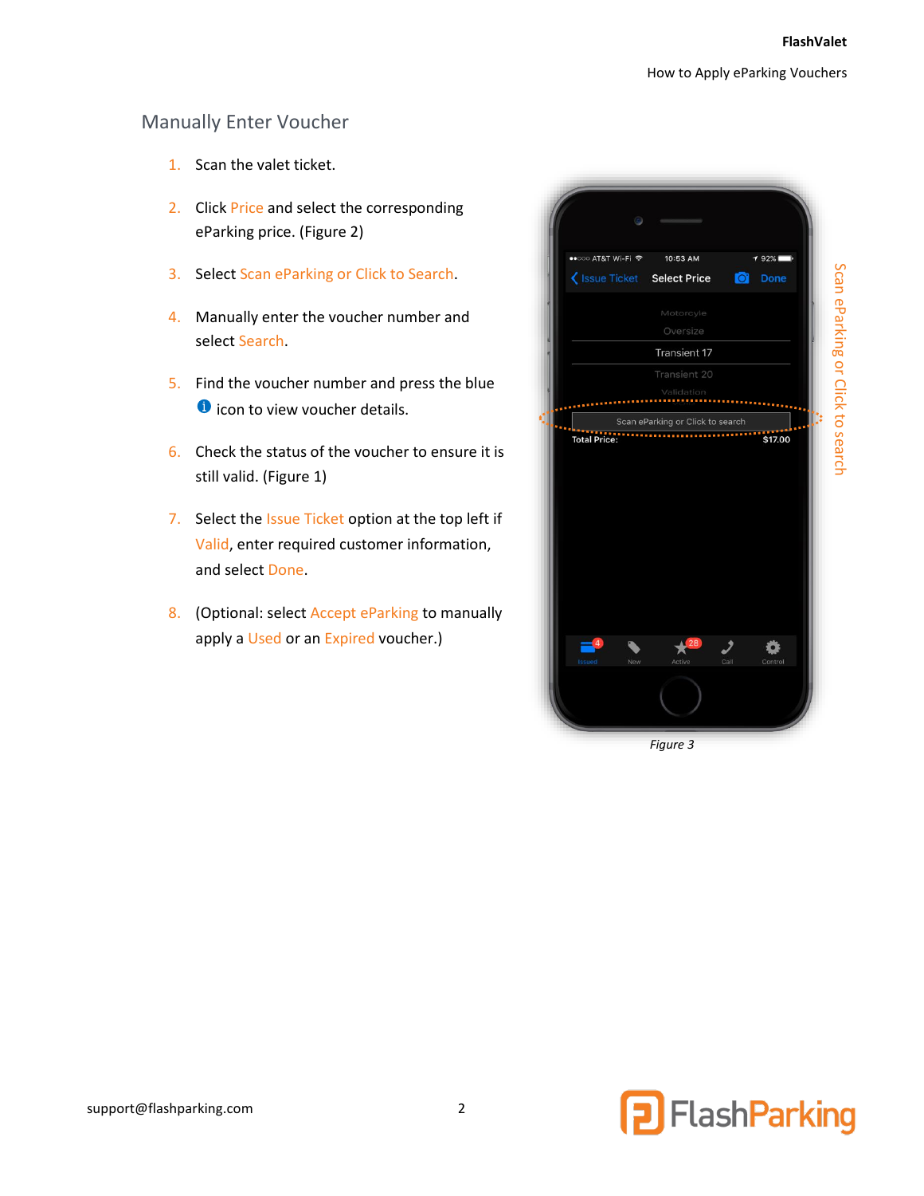## Manually Enter Voucher

1. Scan the valet ticket.
2. Click Price and select the corresponding eParking price. (Figure 2)
3. Select Scan eParking or Click to Search.
4. Manually enter the voucher number and select Search.
5. Find the voucher number and press the blue ℹ icon to view voucher details.
6. Check the status of the voucher to ensure it is still valid. (Figure 1)
7. Select the Issue Ticket option at the top left if Valid, enter required customer information, and select Done.
8. (Optional: select Accept eParking to manually apply a Used or an Expired voucher.)

Scan eParking or Click to search

*Figure 3*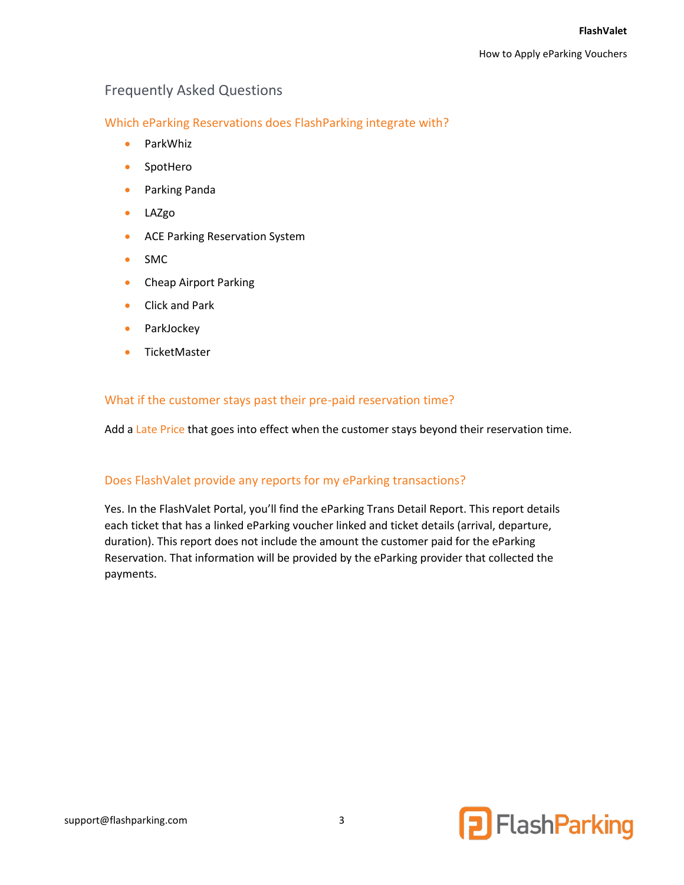## Frequently Asked Questions

### Which eParking Reservations does FlashParking integrate with?

- ParkWhiz
- SpotHero
- Parking Panda
- LAZgo
- ACE Parking Reservation System
- SMC
- Cheap Airport Parking
- Click and Park
- ParkJockey
- TicketMaster

### What if the customer stays past their pre-paid reservation time?

Add a Late Price that goes into effect when the customer stays beyond their reservation time.

### Does FlashValet provide any reports for my eParking transactions?

Yes. In the FlashValet Portal, you'll find the eParking Trans Detail Report. This report details each ticket that has a linked eParking voucher linked and ticket details (arrival, departure, duration). This report does not include the amount the customer paid for the eParking Reservation. That information will be provided by the eParking provider that collected the payments.